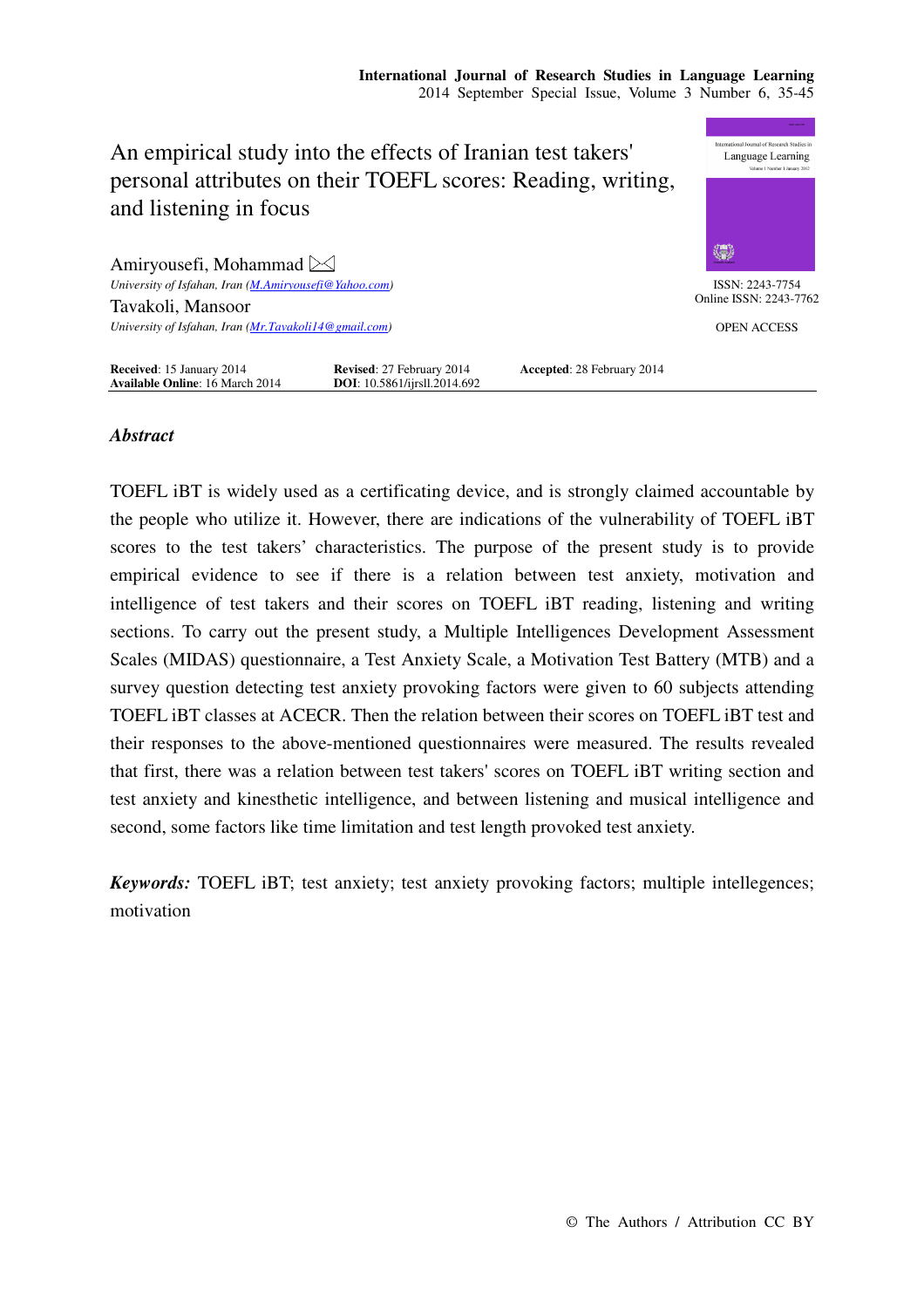# An empirical study into the effects of Iranian test takers' personal attributes on their TOEFL scores: Reading, writing, and listening in focus

Amiryousefi, Mohammad ✉
*University of Isfahan, Iran (M.Amiryousefi@Yahoo.com)*

Tavakoli, Mansoor
*University of Isfahan, Iran (Mr.Tavakoli14@gmail.com)*

ISSN: 2243-7754
Online ISSN: 2243-7762

OPEN ACCESS

**Received**: 15 January 2014 **Revised**: 27 February 2014 **Accepted**: 28 February 2014
**Available Online**: 16 March 2014 **DOI**: 10.5861/ijrsll.2014.692

### *Abstract*

TOEFL iBT is widely used as a certificating device, and is strongly claimed accountable by the people who utilize it. However, there are indications of the vulnerability of TOEFL iBT scores to the test takers' characteristics. The purpose of the present study is to provide empirical evidence to see if there is a relation between test anxiety, motivation and intelligence of test takers and their scores on TOEFL iBT reading, listening and writing sections. To carry out the present study, a Multiple Intelligences Development Assessment Scales (MIDAS) questionnaire, a Test Anxiety Scale, a Motivation Test Battery (MTB) and a survey question detecting test anxiety provoking factors were given to 60 subjects attending TOEFL iBT classes at ACECR. Then the relation between their scores on TOEFL iBT test and their responses to the above-mentioned questionnaires were measured. The results revealed that first, there was a relation between test takers' scores on TOEFL iBT writing section and test anxiety and kinesthetic intelligence, and between listening and musical intelligence and second, some factors like time limitation and test length provoked test anxiety.

***Keywords:*** TOEFL iBT; test anxiety; test anxiety provoking factors; multiple intellegences; motivation

© The Authors / Attribution CC BY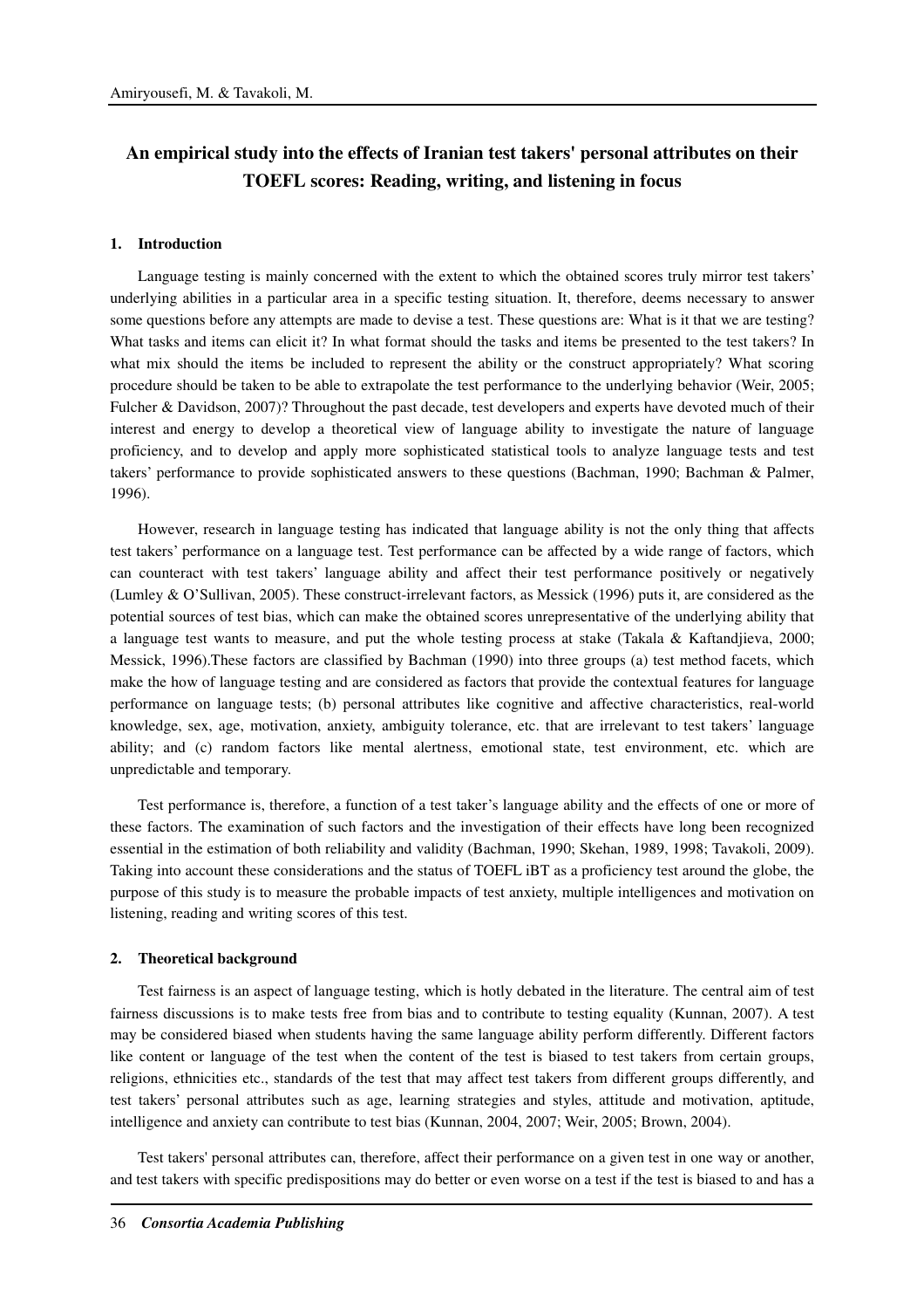# An empirical study into the effects of Iranian test takers' personal attributes on their TOEFL scores: Reading, writing, and listening in focus

## 1. Introduction

Language testing is mainly concerned with the extent to which the obtained scores truly mirror test takers' underlying abilities in a particular area in a specific testing situation. It, therefore, deems necessary to answer some questions before any attempts are made to devise a test. These questions are: What is it that we are testing? What tasks and items can elicit it? In what format should the tasks and items be presented to the test takers? In what mix should the items be included to represent the ability or the construct appropriately? What scoring procedure should be taken to be able to extrapolate the test performance to the underlying behavior (Weir, 2005; Fulcher & Davidson, 2007)? Throughout the past decade, test developers and experts have devoted much of their interest and energy to develop a theoretical view of language ability to investigate the nature of language proficiency, and to develop and apply more sophisticated statistical tools to analyze language tests and test takers' performance to provide sophisticated answers to these questions (Bachman, 1990; Bachman & Palmer, 1996).

However, research in language testing has indicated that language ability is not the only thing that affects test takers' performance on a language test. Test performance can be affected by a wide range of factors, which can counteract with test takers' language ability and affect their test performance positively or negatively (Lumley & O'Sullivan, 2005). These construct-irrelevant factors, as Messick (1996) puts it, are considered as the potential sources of test bias, which can make the obtained scores unrepresentative of the underlying ability that a language test wants to measure, and put the whole testing process at stake (Takala & Kaftandjieva, 2000; Messick, 1996).These factors are classified by Bachman (1990) into three groups (a) test method facets, which make the how of language testing and are considered as factors that provide the contextual features for language performance on language tests; (b) personal attributes like cognitive and affective characteristics, real-world knowledge, sex, age, motivation, anxiety, ambiguity tolerance, etc. that are irrelevant to test takers' language ability; and (c) random factors like mental alertness, emotional state, test environment, etc. which are unpredictable and temporary.

Test performance is, therefore, a function of a test taker's language ability and the effects of one or more of these factors. The examination of such factors and the investigation of their effects have long been recognized essential in the estimation of both reliability and validity (Bachman, 1990; Skehan, 1989, 1998; Tavakoli, 2009). Taking into account these considerations and the status of TOEFL iBT as a proficiency test around the globe, the purpose of this study is to measure the probable impacts of test anxiety, multiple intelligences and motivation on listening, reading and writing scores of this test.

## 2. Theoretical background

Test fairness is an aspect of language testing, which is hotly debated in the literature. The central aim of test fairness discussions is to make tests free from bias and to contribute to testing equality (Kunnan, 2007). A test may be considered biased when students having the same language ability perform differently. Different factors like content or language of the test when the content of the test is biased to test takers from certain groups, religions, ethnicities etc., standards of the test that may affect test takers from different groups differently, and test takers' personal attributes such as age, learning strategies and styles, attitude and motivation, aptitude, intelligence and anxiety can contribute to test bias (Kunnan, 2004, 2007; Weir, 2005; Brown, 2004).

Test takers' personal attributes can, therefore, affect their performance on a given test in one way or another, and test takers with specific predispositions may do better or even worse on a test if the test is biased to and has a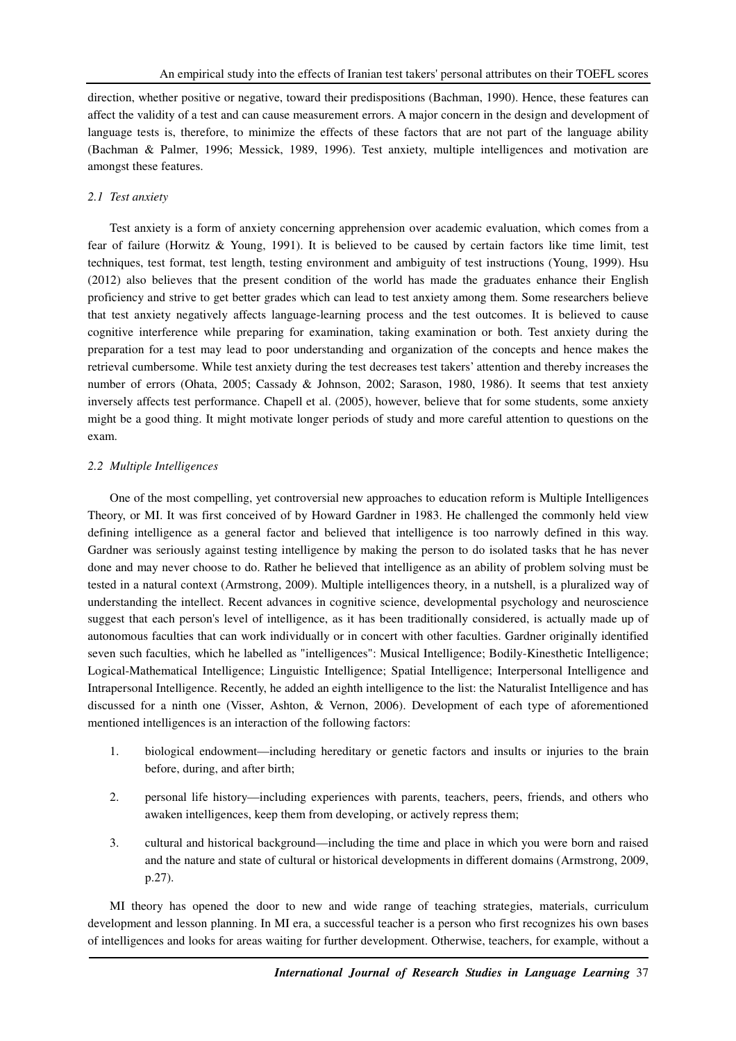direction, whether positive or negative, toward their predispositions (Bachman, 1990). Hence, these features can affect the validity of a test and can cause measurement errors. A major concern in the design and development of language tests is, therefore, to minimize the effects of these factors that are not part of the language ability (Bachman & Palmer, 1996; Messick, 1989, 1996). Test anxiety, multiple intelligences and motivation are amongst these features.

### *2.1 Test anxiety*

Test anxiety is a form of anxiety concerning apprehension over academic evaluation, which comes from a fear of failure (Horwitz & Young, 1991). It is believed to be caused by certain factors like time limit, test techniques, test format, test length, testing environment and ambiguity of test instructions (Young, 1999). Hsu (2012) also believes that the present condition of the world has made the graduates enhance their English proficiency and strive to get better grades which can lead to test anxiety among them. Some researchers believe that test anxiety negatively affects language-learning process and the test outcomes. It is believed to cause cognitive interference while preparing for examination, taking examination or both. Test anxiety during the preparation for a test may lead to poor understanding and organization of the concepts and hence makes the retrieval cumbersome. While test anxiety during the test decreases test takers' attention and thereby increases the number of errors (Ohata, 2005; Cassady & Johnson, 2002; Sarason, 1980, 1986). It seems that test anxiety inversely affects test performance. Chapell et al. (2005), however, believe that for some students, some anxiety might be a good thing. It might motivate longer periods of study and more careful attention to questions on the exam.

### *2.2 Multiple Intelligences*

One of the most compelling, yet controversial new approaches to education reform is Multiple Intelligences Theory, or MI. It was first conceived of by Howard Gardner in 1983. He challenged the commonly held view defining intelligence as a general factor and believed that intelligence is too narrowly defined in this way. Gardner was seriously against testing intelligence by making the person to do isolated tasks that he has never done and may never choose to do. Rather he believed that intelligence as an ability of problem solving must be tested in a natural context (Armstrong, 2009). Multiple intelligences theory, in a nutshell, is a pluralized way of understanding the intellect. Recent advances in cognitive science, developmental psychology and neuroscience suggest that each person's level of intelligence, as it has been traditionally considered, is actually made up of autonomous faculties that can work individually or in concert with other faculties. Gardner originally identified seven such faculties, which he labelled as "intelligences": Musical Intelligence; Bodily-Kinesthetic Intelligence; Logical-Mathematical Intelligence; Linguistic Intelligence; Spatial Intelligence; Interpersonal Intelligence and Intrapersonal Intelligence. Recently, he added an eighth intelligence to the list: the Naturalist Intelligence and has discussed for a ninth one (Visser, Ashton, & Vernon, 2006). Development of each type of aforementioned mentioned intelligences is an interaction of the following factors:

1. biological endowment—including hereditary or genetic factors and insults or injuries to the brain before, during, and after birth;
2. personal life history—including experiences with parents, teachers, peers, friends, and others who awaken intelligences, keep them from developing, or actively repress them;
3. cultural and historical background—including the time and place in which you were born and raised and the nature and state of cultural or historical developments in different domains (Armstrong, 2009, p.27).

MI theory has opened the door to new and wide range of teaching strategies, materials, curriculum development and lesson planning. In MI era, a successful teacher is a person who first recognizes his own bases of intelligences and looks for areas waiting for further development. Otherwise, teachers, for example, without a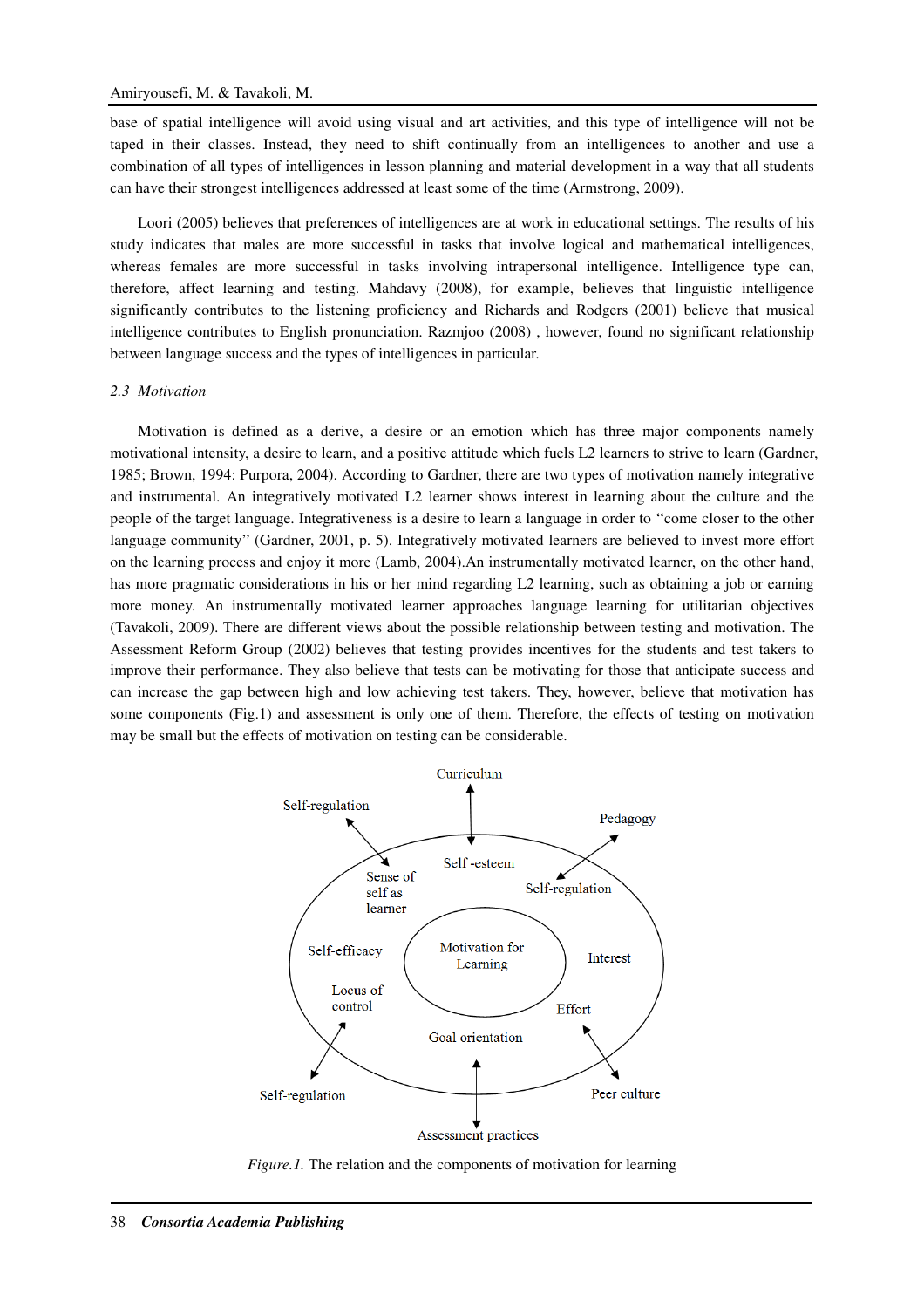base of spatial intelligence will avoid using visual and art activities, and this type of intelligence will not be taped in their classes. Instead, they need to shift continually from an intelligences to another and use a combination of all types of intelligences in lesson planning and material development in a way that all students can have their strongest intelligences addressed at least some of the time (Armstrong, 2009).

Loori (2005) believes that preferences of intelligences are at work in educational settings. The results of his study indicates that males are more successful in tasks that involve logical and mathematical intelligences, whereas females are more successful in tasks involving intrapersonal intelligence. Intelligence type can, therefore, affect learning and testing. Mahdavy (2008), for example, believes that linguistic intelligence significantly contributes to the listening proficiency and Richards and Rodgers (2001) believe that musical intelligence contributes to English pronunciation. Razmjoo (2008) , however, found no significant relationship between language success and the types of intelligences in particular.

### *2.3 Motivation*

Motivation is defined as a derive, a desire or an emotion which has three major components namely motivational intensity, a desire to learn, and a positive attitude which fuels L2 learners to strive to learn (Gardner, 1985; Brown, 1994: Purpora, 2004). According to Gardner, there are two types of motivation namely integrative and instrumental. An integratively motivated L2 learner shows interest in learning about the culture and the people of the target language. Integrativeness is a desire to learn a language in order to "come closer to the other language community" (Gardner, 2001, p. 5). Integratively motivated learners are believed to invest more effort on the learning process and enjoy it more (Lamb, 2004).An instrumentally motivated learner, on the other hand, has more pragmatic considerations in his or her mind regarding L2 learning, such as obtaining a job or earning more money. An instrumentally motivated learner approaches language learning for utilitarian objectives (Tavakoli, 2009). There are different views about the possible relationship between testing and motivation. The Assessment Reform Group (2002) believes that testing provides incentives for the students and test takers to improve their performance. They also believe that tests can be motivating for those that anticipate success and can increase the gap between high and low achieving test takers. They, however, believe that motivation has some components (Fig.1) and assessment is only one of them. Therefore, the effects of testing on motivation may be small but the effects of motivation on testing can be considerable.

Curriculum

Self-regulation

Pedagogy

Self -esteem

Sense of self as learner

Self-regulation

Self-efficacy

Motivation for Learning

Interest

Locus of control

Effort

Goal orientation

Self-regulation

Peer culture

Assessment practices

*Figure.1.* The relation and the components of motivation for learning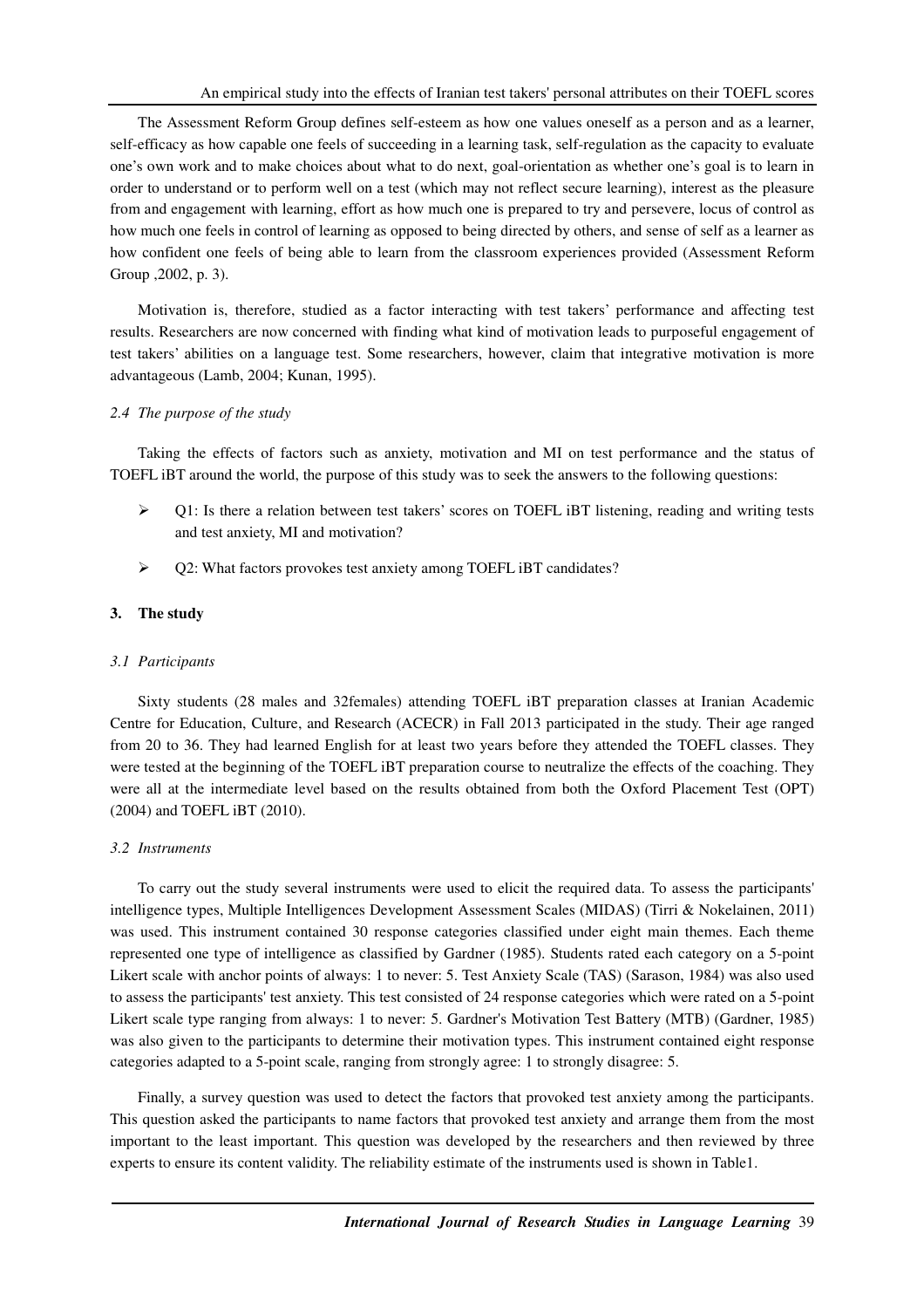The Assessment Reform Group defines self-esteem as how one values oneself as a person and as a learner, self-efficacy as how capable one feels of succeeding in a learning task, self-regulation as the capacity to evaluate one's own work and to make choices about what to do next, goal-orientation as whether one's goal is to learn in order to understand or to perform well on a test (which may not reflect secure learning), interest as the pleasure from and engagement with learning, effort as how much one is prepared to try and persevere, locus of control as how much one feels in control of learning as opposed to being directed by others, and sense of self as a learner as how confident one feels of being able to learn from the classroom experiences provided (Assessment Reform Group ,2002, p. 3).

Motivation is, therefore, studied as a factor interacting with test takers' performance and affecting test results. Researchers are now concerned with finding what kind of motivation leads to purposeful engagement of test takers' abilities on a language test. Some researchers, however, claim that integrative motivation is more advantageous (Lamb, 2004; Kunan, 1995).

### *2.4 The purpose of the study*

Taking the effects of factors such as anxiety, motivation and MI on test performance and the status of TOEFL iBT around the world, the purpose of this study was to seek the answers to the following questions:

- Q1: Is there a relation between test takers' scores on TOEFL iBT listening, reading and writing tests and test anxiety, MI and motivation?
- Q2: What factors provokes test anxiety among TOEFL iBT candidates?

## 3. The study

### *3.1 Participants*

Sixty students (28 males and 32females) attending TOEFL iBT preparation classes at Iranian Academic Centre for Education, Culture, and Research (ACECR) in Fall 2013 participated in the study. Their age ranged from 20 to 36. They had learned English for at least two years before they attended the TOEFL classes. They were tested at the beginning of the TOEFL iBT preparation course to neutralize the effects of the coaching. They were all at the intermediate level based on the results obtained from both the Oxford Placement Test (OPT) (2004) and TOEFL iBT (2010).

### *3.2 Instruments*

To carry out the study several instruments were used to elicit the required data. To assess the participants' intelligence types, Multiple Intelligences Development Assessment Scales (MIDAS) (Tirri & Nokelainen, 2011) was used. This instrument contained 30 response categories classified under eight main themes. Each theme represented one type of intelligence as classified by Gardner (1985). Students rated each category on a 5-point Likert scale with anchor points of always: 1 to never: 5. Test Anxiety Scale (TAS) (Sarason, 1984) was also used to assess the participants' test anxiety. This test consisted of 24 response categories which were rated on a 5-point Likert scale type ranging from always: 1 to never: 5. Gardner's Motivation Test Battery (MTB) (Gardner, 1985) was also given to the participants to determine their motivation types. This instrument contained eight response categories adapted to a 5-point scale, ranging from strongly agree: 1 to strongly disagree: 5.

Finally, a survey question was used to detect the factors that provoked test anxiety among the participants. This question asked the participants to name factors that provoked test anxiety and arrange them from the most important to the least important. This question was developed by the researchers and then reviewed by three experts to ensure its content validity. The reliability estimate of the instruments used is shown in Table1.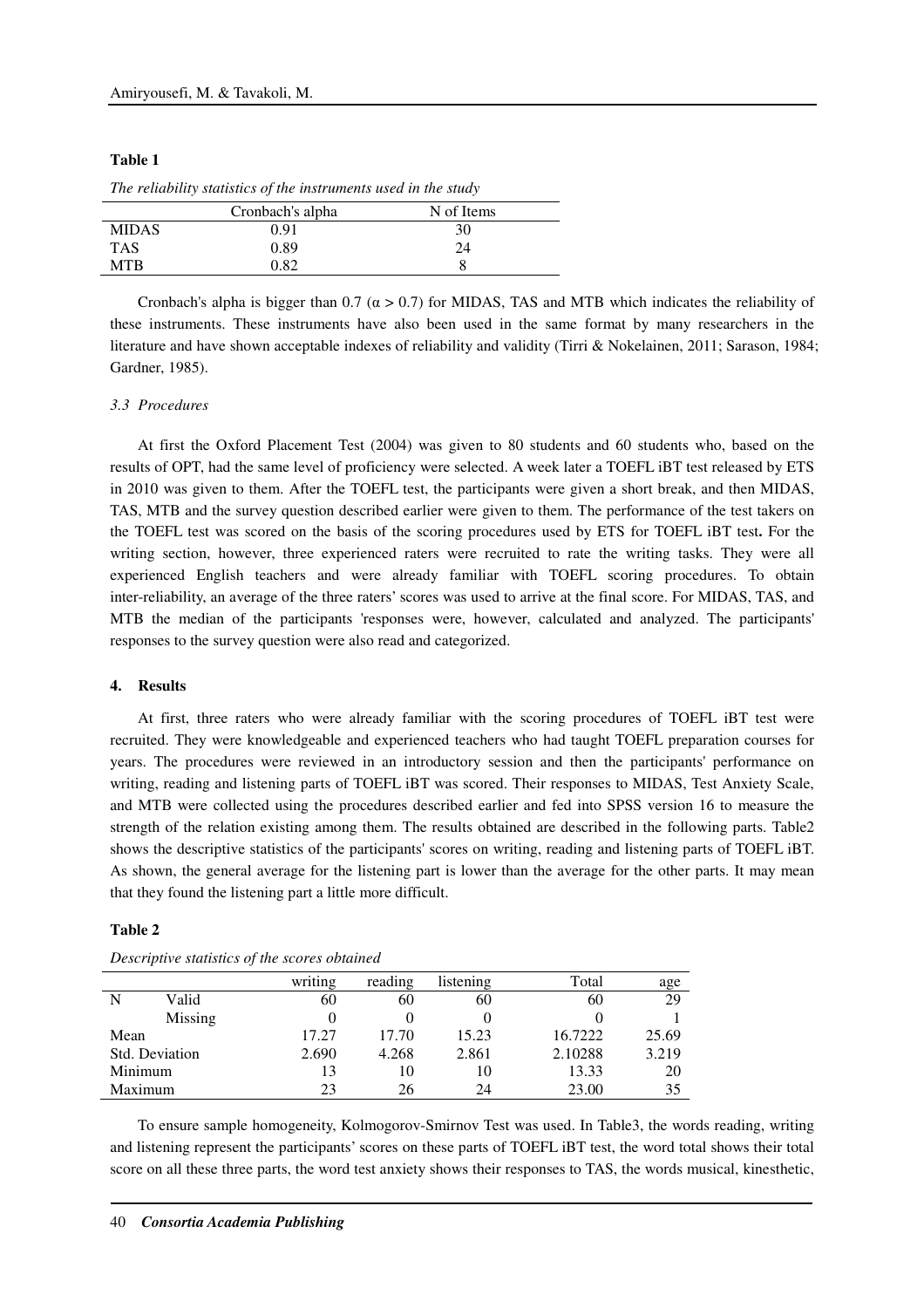**Table 1**

*The reliability statistics of the instruments used in the study*

| | Cronbach's alpha | N of Items |
|---|---|---|
| MIDAS | 0.91 | 30 |
| TAS | 0.89 | 24 |
| MTB | 0.82 | 8 |

Cronbach's alpha is bigger than 0.7 ($\alpha > 0.7$) for MIDAS, TAS and MTB which indicates the reliability of these instruments. These instruments have also been used in the same format by many researchers in the literature and have shown acceptable indexes of reliability and validity (Tirri & Nokelainen, 2011; Sarason, 1984; Gardner, 1985).

### *3.3 Procedures*

At first the Oxford Placement Test (2004) was given to 80 students and 60 students who, based on the results of OPT, had the same level of proficiency were selected. A week later a TOEFL iBT test released by ETS in 2010 was given to them. After the TOEFL test, the participants were given a short break, and then MIDAS, TAS, MTB and the survey question described earlier were given to them. The performance of the test takers on the TOEFL test was scored on the basis of the scoring procedures used by ETS for TOEFL iBT test**.** For the writing section, however, three experienced raters were recruited to rate the writing tasks. They were all experienced English teachers and were already familiar with TOEFL scoring procedures. To obtain inter-reliability, an average of the three raters' scores was used to arrive at the final score. For MIDAS, TAS, and MTB the median of the participants 'responses were, however, calculated and analyzed. The participants' responses to the survey question were also read and categorized.

## **4. Results**

At first, three raters who were already familiar with the scoring procedures of TOEFL iBT test were recruited. They were knowledgeable and experienced teachers who had taught TOEFL preparation courses for years. The procedures were reviewed in an introductory session and then the participants' performance on writing, reading and listening parts of TOEFL iBT was scored. Their responses to MIDAS, Test Anxiety Scale, and MTB were collected using the procedures described earlier and fed into SPSS version 16 to measure the strength of the relation existing among them. The results obtained are described in the following parts. Table2 shows the descriptive statistics of the participants' scores on writing, reading and listening parts of TOEFL iBT. As shown, the general average for the listening part is lower than the average for the other parts. It may mean that they found the listening part a little more difficult.

**Table 2**

*Descriptive statistics of the scores obtained*

| | | writing | reading | listening | Total | age |
|---|---|---|---|---|---|---|
| N | Valid | 60 | 60 | 60 | 60 | 29 |
| | Missing | 0 | 0 | 0 | 0 | 1 |
| Mean | | 17.27 | 17.70 | 15.23 | 16.7222 | 25.69 |
| Std. Deviation | | 2.690 | 4.268 | 2.861 | 2.10288 | 3.219 |
| Minimum | | 13 | 10 | 10 | 13.33 | 20 |
| Maximum | | 23 | 26 | 24 | 23.00 | 35 |

To ensure sample homogeneity, Kolmogorov-Smirnov Test was used. In Table3, the words reading, writing and listening represent the participants' scores on these parts of TOEFL iBT test, the word total shows their total score on all these three parts, the word test anxiety shows their responses to TAS, the words musical, kinesthetic,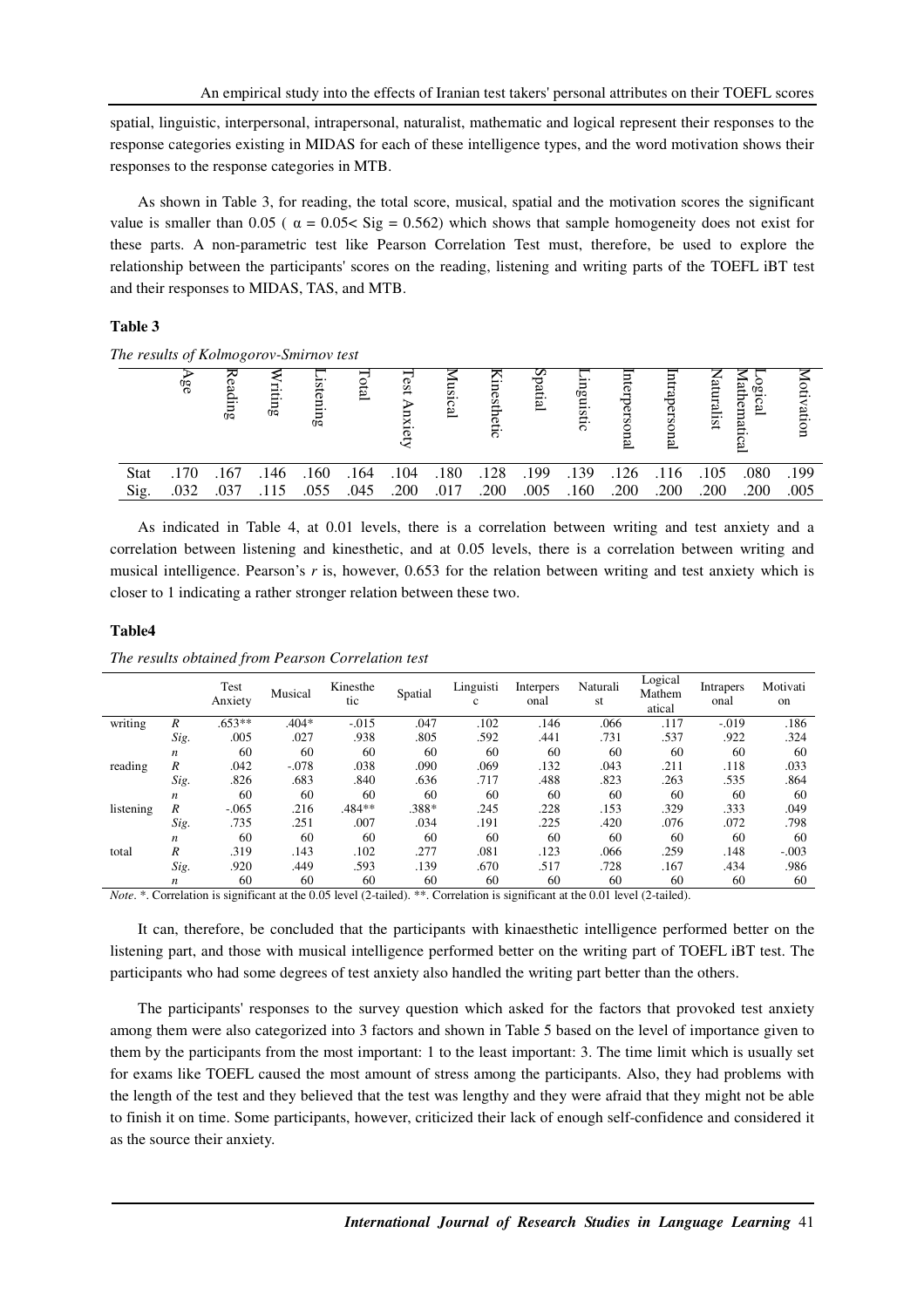spatial, linguistic, interpersonal, intrapersonal, naturalist, mathematic and logical represent their responses to the response categories existing in MIDAS for each of these intelligence types, and the word motivation shows their responses to the response categories in MTB.

As shown in Table 3, for reading, the total score, musical, spatial and the motivation scores the significant value is smaller than 0.05 ( $\alpha = 0.05 <$ Sig = 0.562) which shows that sample homogeneity does not exist for these parts. A non-parametric test like Pearson Correlation Test must, therefore, be used to explore the relationship between the participants' scores on the reading, listening and writing parts of the TOEFL iBT test and their responses to MIDAS, TAS, and MTB.

**Table 3**

*The results of Kolmogorov-Smirnov test*

| | Age | Reading | Writing | Listening | Total | Test Anxiety | Musical | Kinesthetic | Spatial | Linguistic | Interpersonal | Intrapersonal | Naturalist | Logical Mathematical | Motivation |
|---|---|---|---|---|---|---|---|---|---|---|---|---|---|---|---|
| Stat | .170 | .167 | .146 | .160 | .164 | .104 | .180 | .128 | .199 | .139 | .126 | .116 | .105 | .080 | .199 |
| Sig. | .032 | .037 | .115 | .055 | .045 | .200 | .017 | .200 | .005 | .160 | .200 | .200 | .200 | .200 | .005 |

As indicated in Table 4, at 0.01 levels, there is a correlation between writing and test anxiety and a correlation between listening and kinesthetic, and at 0.05 levels, there is a correlation between writing and musical intelligence. Pearson's *r* is, however, 0.653 for the relation between writing and test anxiety which is closer to 1 indicating a rather stronger relation between these two.

**Table4**

*The results obtained from Pearson Correlation test*

| | | Test Anxiety | Musical | Kinesthetic | Spatial | Linguistic | Interpersonal | Naturalist | Logical Mathematical | Intrapersonal | Motivation |
|---|---|---|---|---|---|---|---|---|---|---|---|
| writing | *R* | .653** | .404* | -.015 | .047 | .102 | .146 | .066 | .117 | -.019 | .186 |
| | *Sig.* | .005 | .027 | .938 | .805 | .592 | .441 | .731 | .537 | .922 | .324 |
| | *n* | 60 | 60 | 60 | 60 | 60 | 60 | 60 | 60 | 60 | 60 |
| reading | *R* | .042 | -.078 | .038 | .090 | .069 | .132 | .043 | .211 | .118 | .033 |
| | *Sig.* | .826 | .683 | .840 | .636 | .717 | .488 | .823 | .263 | .535 | .864 |
| | *n* | 60 | 60 | 60 | 60 | 60 | 60 | 60 | 60 | 60 | 60 |
| listening | *R* | -.065 | .216 | .484** | .388* | .245 | .228 | .153 | .329 | .333 | .049 |
| | *Sig.* | .735 | .251 | .007 | .034 | .191 | .225 | .420 | .076 | .072 | .798 |
| | *n* | 60 | 60 | 60 | 60 | 60 | 60 | 60 | 60 | 60 | 60 |
| total | *R* | .319 | .143 | .102 | .277 | .081 | .123 | .066 | .259 | .148 | -.003 |
| | *Sig.* | .920 | .449 | .593 | .139 | .670 | .517 | .728 | .167 | .434 | .986 |
| | *n* | 60 | 60 | 60 | 60 | 60 | 60 | 60 | 60 | 60 | 60 |

*Note*. *. Correlation is significant at the 0.05 level (2-tailed). **. Correlation is significant at the 0.01 level (2-tailed).

It can, therefore, be concluded that the participants with kinaesthetic intelligence performed better on the listening part, and those with musical intelligence performed better on the writing part of TOEFL iBT test. The participants who had some degrees of test anxiety also handled the writing part better than the others.

The participants' responses to the survey question which asked for the factors that provoked test anxiety among them were also categorized into 3 factors and shown in Table 5 based on the level of importance given to them by the participants from the most important: 1 to the least important: 3. The time limit which is usually set for exams like TOEFL caused the most amount of stress among the participants. Also, they had problems with the length of the test and they believed that the test was lengthy and they were afraid that they might not be able to finish it on time. Some participants, however, criticized their lack of enough self-confidence and considered it as the source their anxiety.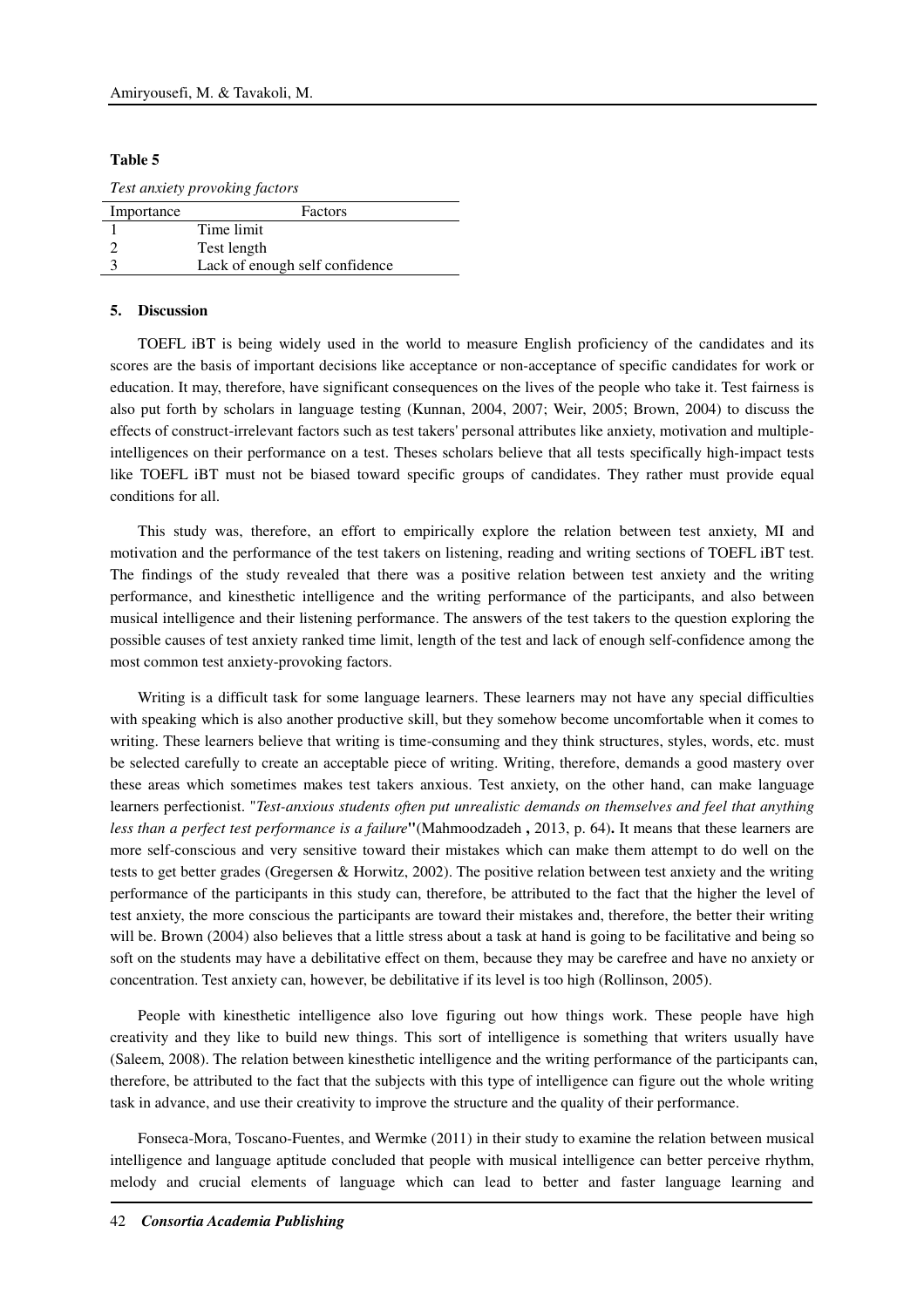**Table 5**

*Test anxiety provoking factors*

| Importance | Factors |
|---|---|
| 1 | Time limit |
| 2 | Test length |
| 3 | Lack of enough self confidence |

## 5. Discussion

TOEFL iBT is being widely used in the world to measure English proficiency of the candidates and its scores are the basis of important decisions like acceptance or non-acceptance of specific candidates for work or education. It may, therefore, have significant consequences on the lives of the people who take it. Test fairness is also put forth by scholars in language testing (Kunnan, 2004, 2007; Weir, 2005; Brown, 2004) to discuss the effects of construct-irrelevant factors such as test takers' personal attributes like anxiety, motivation and multiple-intelligences on their performance on a test. Theses scholars believe that all tests specifically high-impact tests like TOEFL iBT must not be biased toward specific groups of candidates. They rather must provide equal conditions for all.

This study was, therefore, an effort to empirically explore the relation between test anxiety, MI and motivation and the performance of the test takers on listening, reading and writing sections of TOEFL iBT test. The findings of the study revealed that there was a positive relation between test anxiety and the writing performance, and kinesthetic intelligence and the writing performance of the participants, and also between musical intelligence and their listening performance. The answers of the test takers to the question exploring the possible causes of test anxiety ranked time limit, length of the test and lack of enough self-confidence among the most common test anxiety-provoking factors.

Writing is a difficult task for some language learners. These learners may not have any special difficulties with speaking which is also another productive skill, but they somehow become uncomfortable when it comes to writing. These learners believe that writing is time-consuming and they think structures, styles, words, etc. must be selected carefully to create an acceptable piece of writing. Writing, therefore, demands a good mastery over these areas which sometimes makes test takers anxious. Test anxiety, on the other hand, can make language learners perfectionist. "*Test-anxious students often put unrealistic demands on themselves and feel that anything less than a perfect test performance is a failure*"(Mahmoodzadeh , 2013, p. 64). It means that these learners are more self-conscious and very sensitive toward their mistakes which can make them attempt to do well on the tests to get better grades (Gregersen & Horwitz, 2002). The positive relation between test anxiety and the writing performance of the participants in this study can, therefore, be attributed to the fact that the higher the level of test anxiety, the more conscious the participants are toward their mistakes and, therefore, the better their writing will be. Brown (2004) also believes that a little stress about a task at hand is going to be facilitative and being so soft on the students may have a debilitative effect on them, because they may be carefree and have no anxiety or concentration. Test anxiety can, however, be debilitative if its level is too high (Rollinson, 2005).

People with kinesthetic intelligence also love figuring out how things work. These people have high creativity and they like to build new things. This sort of intelligence is something that writers usually have (Saleem, 2008). The relation between kinesthetic intelligence and the writing performance of the participants can, therefore, be attributed to the fact that the subjects with this type of intelligence can figure out the whole writing task in advance, and use their creativity to improve the structure and the quality of their performance.

Fonseca-Mora, Toscano-Fuentes, and Wermke (2011) in their study to examine the relation between musical intelligence and language aptitude concluded that people with musical intelligence can better perceive rhythm, melody and crucial elements of language which can lead to better and faster language learning and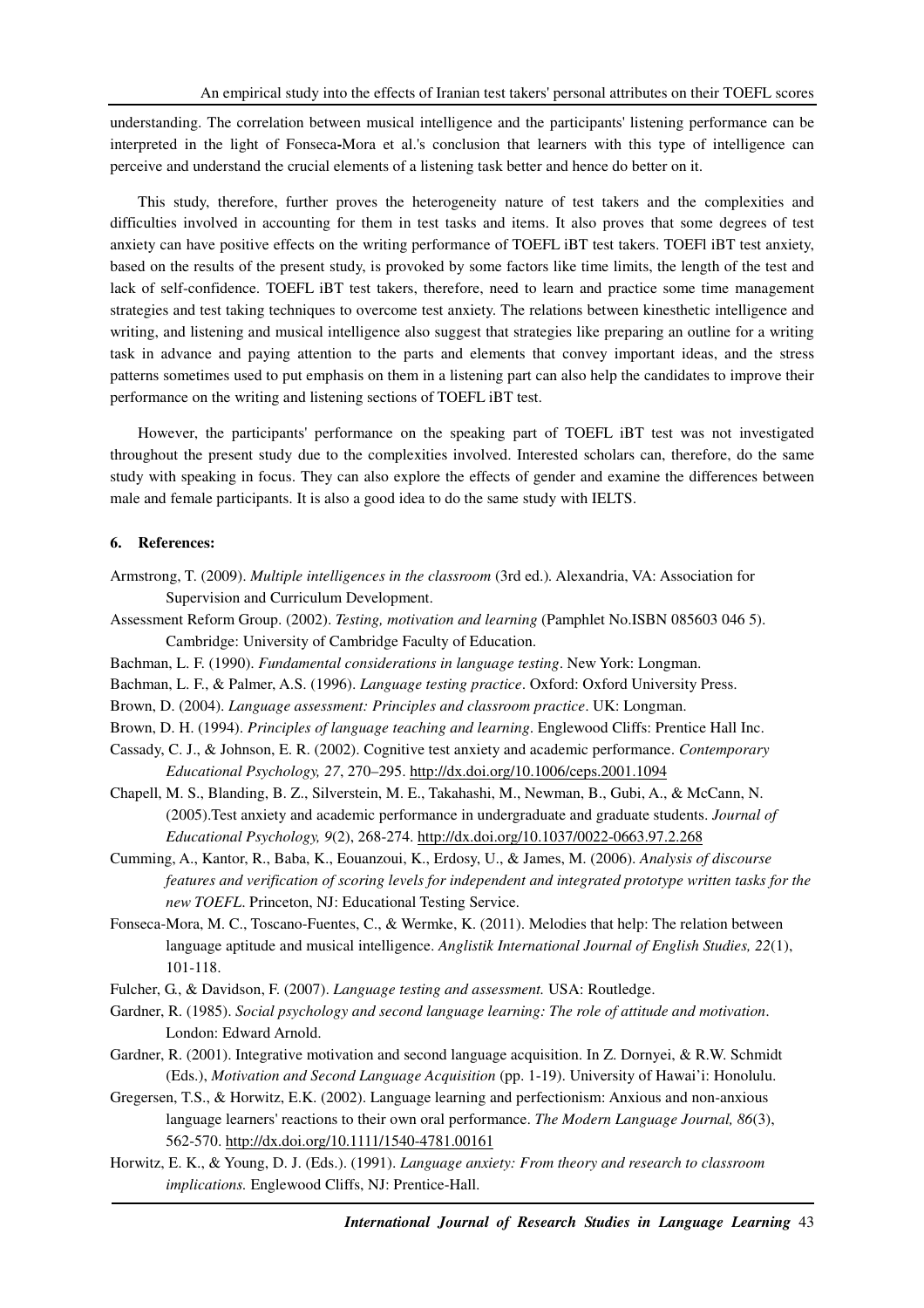understanding. The correlation between musical intelligence and the participants' listening performance can be interpreted in the light of Fonseca-Mora et al.'s conclusion that learners with this type of intelligence can perceive and understand the crucial elements of a listening task better and hence do better on it.

This study, therefore, further proves the heterogeneity nature of test takers and the complexities and difficulties involved in accounting for them in test tasks and items. It also proves that some degrees of test anxiety can have positive effects on the writing performance of TOEFL iBT test takers. TOEFl iBT test anxiety, based on the results of the present study, is provoked by some factors like time limits, the length of the test and lack of self-confidence. TOEFL iBT test takers, therefore, need to learn and practice some time management strategies and test taking techniques to overcome test anxiety. The relations between kinesthetic intelligence and writing, and listening and musical intelligence also suggest that strategies like preparing an outline for a writing task in advance and paying attention to the parts and elements that convey important ideas, and the stress patterns sometimes used to put emphasis on them in a listening part can also help the candidates to improve their performance on the writing and listening sections of TOEFL iBT test.

However, the participants' performance on the speaking part of TOEFL iBT test was not investigated throughout the present study due to the complexities involved. Interested scholars can, therefore, do the same study with speaking in focus. They can also explore the effects of gender and examine the differences between male and female participants. It is also a good idea to do the same study with IELTS.

## 6. References:

Armstrong, T. (2009). *Multiple intelligences in the classroom* (3rd ed.). Alexandria, VA: Association for Supervision and Curriculum Development.

Assessment Reform Group. (2002). *Testing, motivation and learning* (Pamphlet No.ISBN 085603 046 5). Cambridge: University of Cambridge Faculty of Education.

Bachman, L. F. (1990). *Fundamental considerations in language testing*. New York: Longman.

Bachman, L. F., & Palmer, A.S. (1996). *Language testing practice*. Oxford: Oxford University Press.

Brown, D. (2004). *Language assessment: Principles and classroom practice*. UK: Longman.

Brown, D. H. (1994). *Principles of language teaching and learning*. Englewood Cliffs: Prentice Hall Inc.

Cassady, C. J., & Johnson, E. R. (2002). Cognitive test anxiety and academic performance. *Contemporary Educational Psychology, 27*, 270–295. http://dx.doi.org/10.1006/ceps.2001.1094

Chapell, M. S., Blanding, B. Z., Silverstein, M. E., Takahashi, M., Newman, B., Gubi, A., & McCann, N. (2005).Test anxiety and academic performance in undergraduate and graduate students. *Journal of Educational Psychology, 9*(2), 268-274. http://dx.doi.org/10.1037/0022-0663.97.2.268

Cumming, A., Kantor, R., Baba, K., Eouanzoui, K., Erdosy, U., & James, M. (2006). *Analysis of discourse features and verification of scoring levels for independent and integrated prototype written tasks for the new TOEFL*. Princeton, NJ: Educational Testing Service.

Fonseca-Mora, M. C., Toscano-Fuentes, C., & Wermke, K. (2011). Melodies that help: The relation between language aptitude and musical intelligence. *Anglistik International Journal of English Studies, 22*(1), 101-118.

Fulcher, G., & Davidson, F. (2007). *Language testing and assessment.* USA: Routledge.

Gardner, R. (1985). *Social psychology and second language learning: The role of attitude and motivation*. London: Edward Arnold.

Gardner, R. (2001). Integrative motivation and second language acquisition. In Z. Dornyei, & R.W. Schmidt (Eds.), *Motivation and Second Language Acquisition* (pp. 1-19). University of Hawai'i: Honolulu.

Gregersen, T.S., & Horwitz, E.K. (2002). Language learning and perfectionism: Anxious and non-anxious language learners' reactions to their own oral performance. *The Modern Language Journal, 86*(3), 562-570. http://dx.doi.org/10.1111/1540-4781.00161

Horwitz, E. K., & Young, D. J. (Eds.). (1991). *Language anxiety: From theory and research to classroom implications.* Englewood Cliffs, NJ: Prentice-Hall.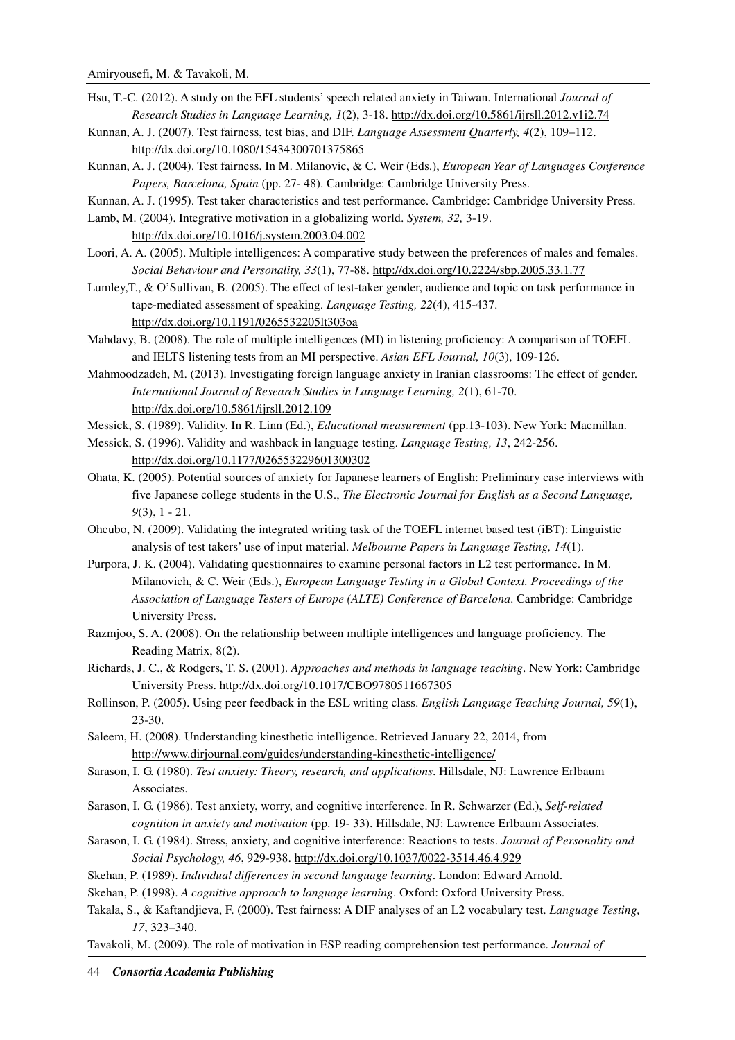Hsu, T.-C. (2012). A study on the EFL students' speech related anxiety in Taiwan. International *Journal of Research Studies in Language Learning, 1*(2), 3-18. http://dx.doi.org/10.5861/ijrsll.2012.v1i2.74

Kunnan, A. J. (2007). Test fairness, test bias, and DIF. *Language Assessment Quarterly, 4*(2), 109–112. http://dx.doi.org/10.1080/15434300701375865

Kunnan, A. J. (2004). Test fairness. In M. Milanovic, & C. Weir (Eds.), *European Year of Languages Conference Papers, Barcelona, Spain* (pp. 27- 48). Cambridge: Cambridge University Press.

Kunnan, A. J. (1995). Test taker characteristics and test performance. Cambridge: Cambridge University Press.

Lamb, M. (2004). Integrative motivation in a globalizing world. *System, 32,* 3-19. http://dx.doi.org/10.1016/j.system.2003.04.002

Loori, A. A. (2005). Multiple intelligences: A comparative study between the preferences of males and females. *Social Behaviour and Personality, 33*(1), 77-88. http://dx.doi.org/10.2224/sbp.2005.33.1.77

Lumley,T., & O'Sullivan, B. (2005). The effect of test-taker gender, audience and topic on task performance in tape-mediated assessment of speaking. *Language Testing, 22*(4), 415-437. http://dx.doi.org/10.1191/0265532205lt303oa

Mahdavy, B. (2008). The role of multiple intelligences (MI) in listening proficiency: A comparison of TOEFL and IELTS listening tests from an MI perspective. *Asian EFL Journal, 10*(3), 109-126.

Mahmoodzadeh, M. (2013). Investigating foreign language anxiety in Iranian classrooms: The effect of gender. *International Journal of Research Studies in Language Learning, 2*(1), 61-70. http://dx.doi.org/10.5861/ijrsll.2012.109

Messick, S. (1989). Validity. In R. Linn (Ed.), *Educational measurement* (pp.13-103). New York: Macmillan.

Messick, S. (1996). Validity and washback in language testing. *Language Testing, 13*, 242-256. http://dx.doi.org/10.1177/026553229601300302

Ohata, K. (2005). Potential sources of anxiety for Japanese learners of English: Preliminary case interviews with five Japanese college students in the U.S., *The Electronic Journal for English as a Second Language, 9*(3), 1 - 21.

Ohcubo, N. (2009). Validating the integrated writing task of the TOEFL internet based test (iBT): Linguistic analysis of test takers' use of input material. *Melbourne Papers in Language Testing, 14*(1).

Purpora, J. K. (2004). Validating questionnaires to examine personal factors in L2 test performance. In M. Milanovich, & C. Weir (Eds.), *European Language Testing in a Global Context. Proceedings of the Association of Language Testers of Europe (ALTE) Conference of Barcelona*. Cambridge: Cambridge University Press.

Razmjoo, S. A. (2008). On the relationship between multiple intelligences and language proficiency. The Reading Matrix, 8(2).

Richards, J. C., & Rodgers, T. S. (2001). *Approaches and methods in language teaching*. New York: Cambridge University Press. http://dx.doi.org/10.1017/CBO9780511667305

Rollinson, P. (2005). Using peer feedback in the ESL writing class. *English Language Teaching Journal, 59*(1), 23-30.

Saleem, H. (2008). Understanding kinesthetic intelligence. Retrieved January 22, 2014, from http://www.dirjournal.com/guides/understanding-kinesthetic-intelligence/

Sarason, I. G. (1980). *Test anxiety: Theory, research, and applications*. Hillsdale, NJ: Lawrence Erlbaum Associates.

Sarason, I. G. (1986). Test anxiety, worry, and cognitive interference. In R. Schwarzer (Ed.), *Self-related cognition in anxiety and motivation* (pp. 19- 33). Hillsdale, NJ: Lawrence Erlbaum Associates.

Sarason, I. G. (1984). Stress, anxiety, and cognitive interference: Reactions to tests. *Journal of Personality and Social Psychology, 46*, 929-938. http://dx.doi.org/10.1037/0022-3514.46.4.929

Skehan, P. (1989). *Individual differences in second language learning*. London: Edward Arnold.

Skehan, P. (1998). *A cognitive approach to language learning*. Oxford: Oxford University Press.

Takala, S., & Kaftandjieva, F. (2000). Test fairness: A DIF analyses of an L2 vocabulary test. *Language Testing, 17*, 323–340.

Tavakoli, M. (2009). The role of motivation in ESP reading comprehension test performance. *Journal of*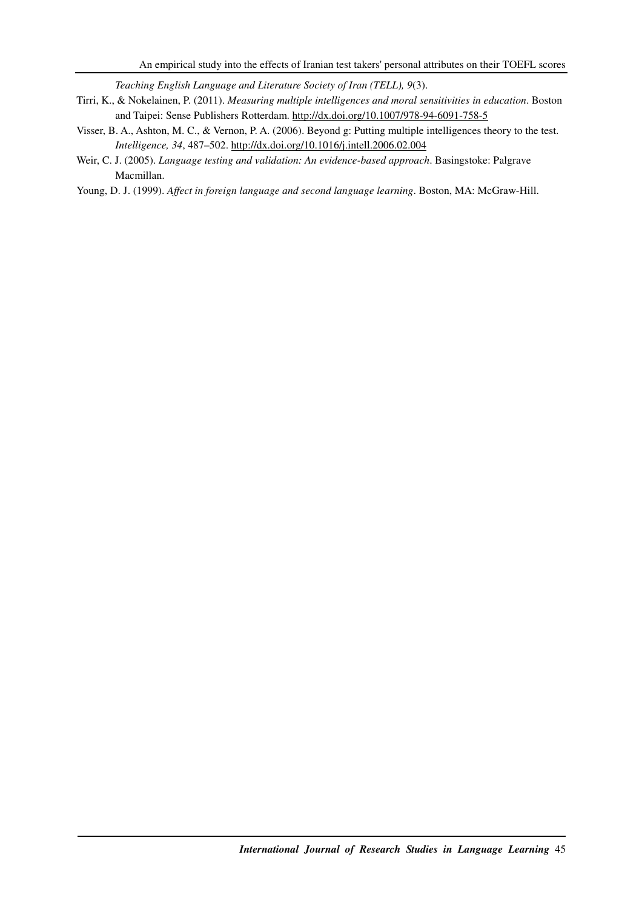*Teaching English Language and Literature Society of Iran (TELL), 9*(3).

Tirri, K., & Nokelainen, P. (2011). *Measuring multiple intelligences and moral sensitivities in education*. Boston and Taipei: Sense Publishers Rotterdam. http://dx.doi.org/10.1007/978-94-6091-758-5

Visser, B. A., Ashton, M. C., & Vernon, P. A. (2006). Beyond g: Putting multiple intelligences theory to the test. *Intelligence, 34*, 487–502. http://dx.doi.org/10.1016/j.intell.2006.02.004

Weir, C. J. (2005). *Language testing and validation: An evidence-based approach*. Basingstoke: Palgrave Macmillan.

Young, D. J. (1999). *Affect in foreign language and second language learning*. Boston, MA: McGraw-Hill.